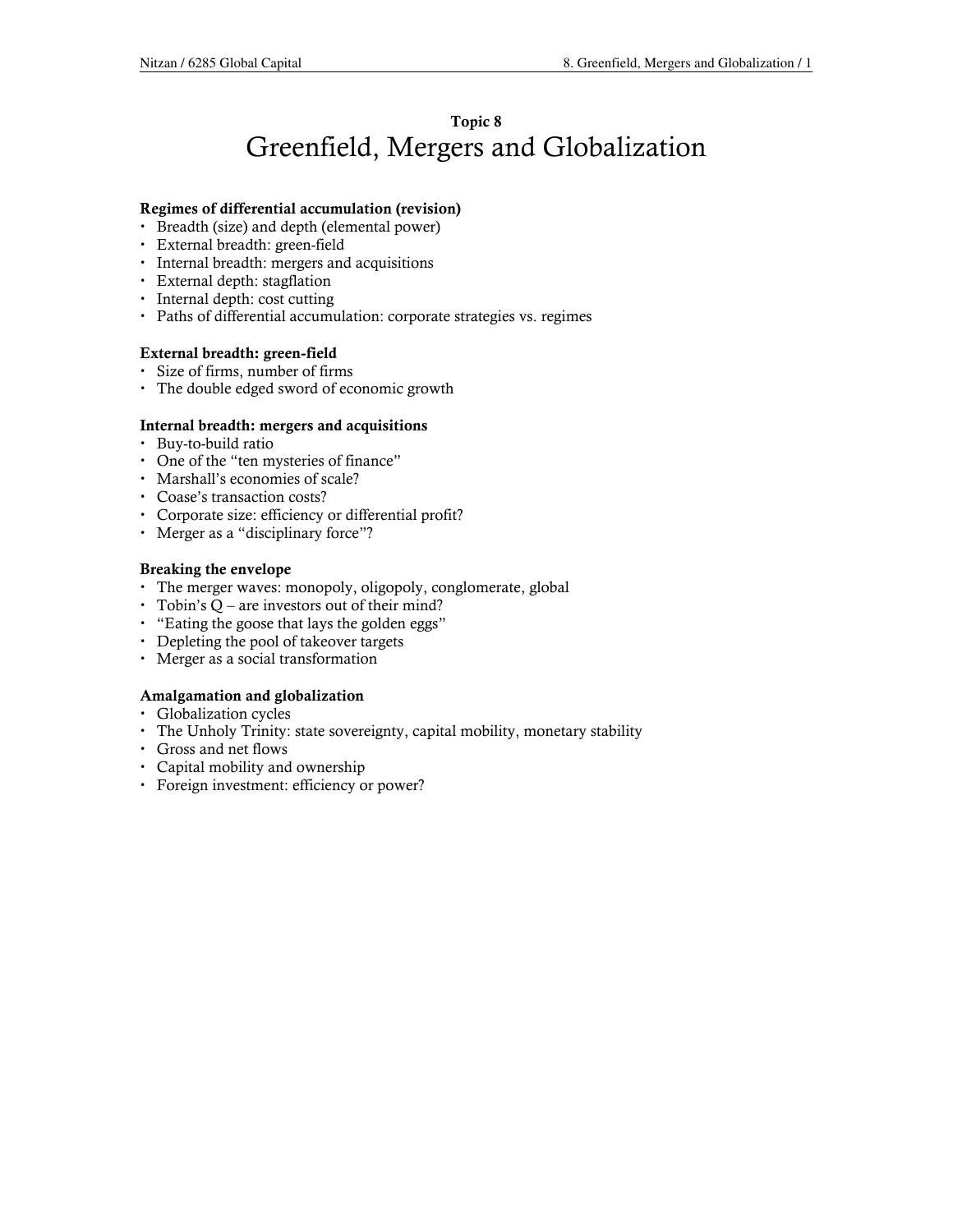# Topic 8
# Greenfield, Mergers and Globalization

**Regimes of differential accumulation (revision)**
- Breadth (size) and depth (elemental power)
- External breadth: green-field
- Internal breadth: mergers and acquisitions
- External depth: stagflation
- Internal depth: cost cutting
- Paths of differential accumulation: corporate strategies vs. regimes

**External breadth: green-field**
- Size of firms, number of firms
- The double edged sword of economic growth

**Internal breadth: mergers and acquisitions**
- Buy-to-build ratio
- One of the "ten mysteries of finance"
- Marshall's economies of scale?
- Coase's transaction costs?
- Corporate size: efficiency or differential profit?
- Merger as a "disciplinary force"?

**Breaking the envelope**
- The merger waves: monopoly, oligopoly, conglomerate, global
- Tobin's Q – are investors out of their mind?
- "Eating the goose that lays the golden eggs"
- Depleting the pool of takeover targets
- Merger as a social transformation

**Amalgamation and globalization**
- Globalization cycles
- The Unholy Trinity: state sovereignty, capital mobility, monetary stability
- Gross and net flows
- Capital mobility and ownership
- Foreign investment: efficiency or power?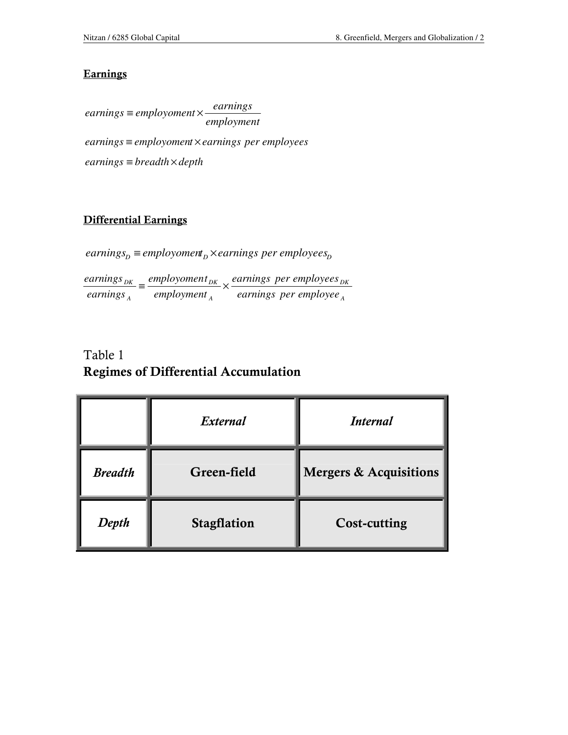## Earnings

$$earnings \equiv employoyment \times \frac{earnings}{employment}$$

$$earnings \equiv employoyment \times earnings\ per\ employees$$

$$earnings \equiv breadth \times depth$$

## Differential Earnings

$$earnings_D \equiv employoment_D \times earnings\ per\ employees_D$$

$$\frac{earnings_{DK}}{earnings_A} \equiv \frac{employoment_{DK}}{employment_A} \times \frac{earnings\ \ per\ employees_{DK}}{earnings\ \ per\ employee_A}$$

Table 1
**Regimes of Differential Accumulation**

| | *External* | *Internal* |
|---|---|---|
| ***Breadth*** | **Green-field** | **Mergers & Acquisitions** |
| ***Depth*** | **Stagflation** | **Cost-cutting** |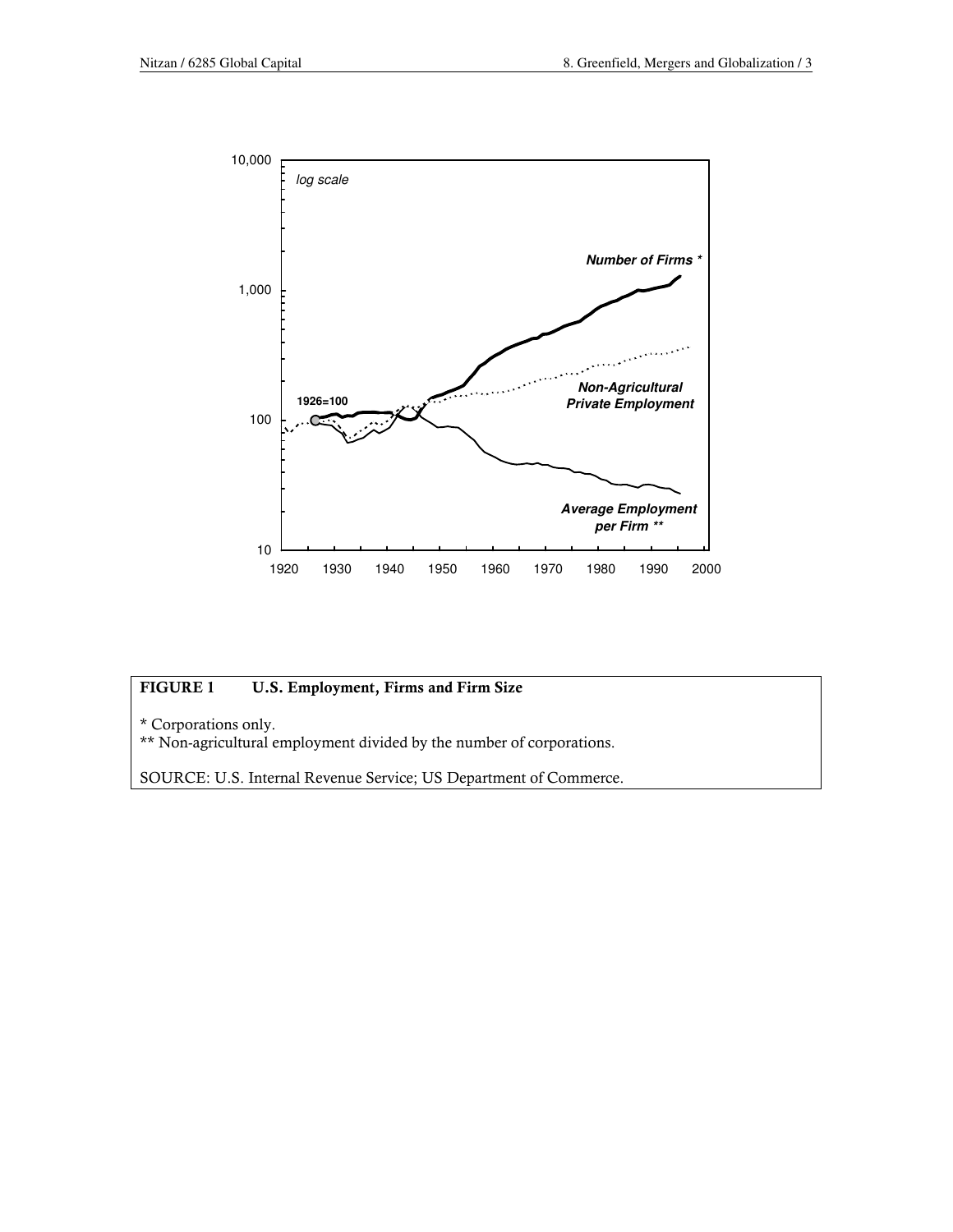**FIGURE 1 U.S. Employment, Firms and Firm Size**

\* Corporations only.
\*\* Non-agricultural employment divided by the number of corporations.

SOURCE: U.S. Internal Revenue Service; US Department of Commerce.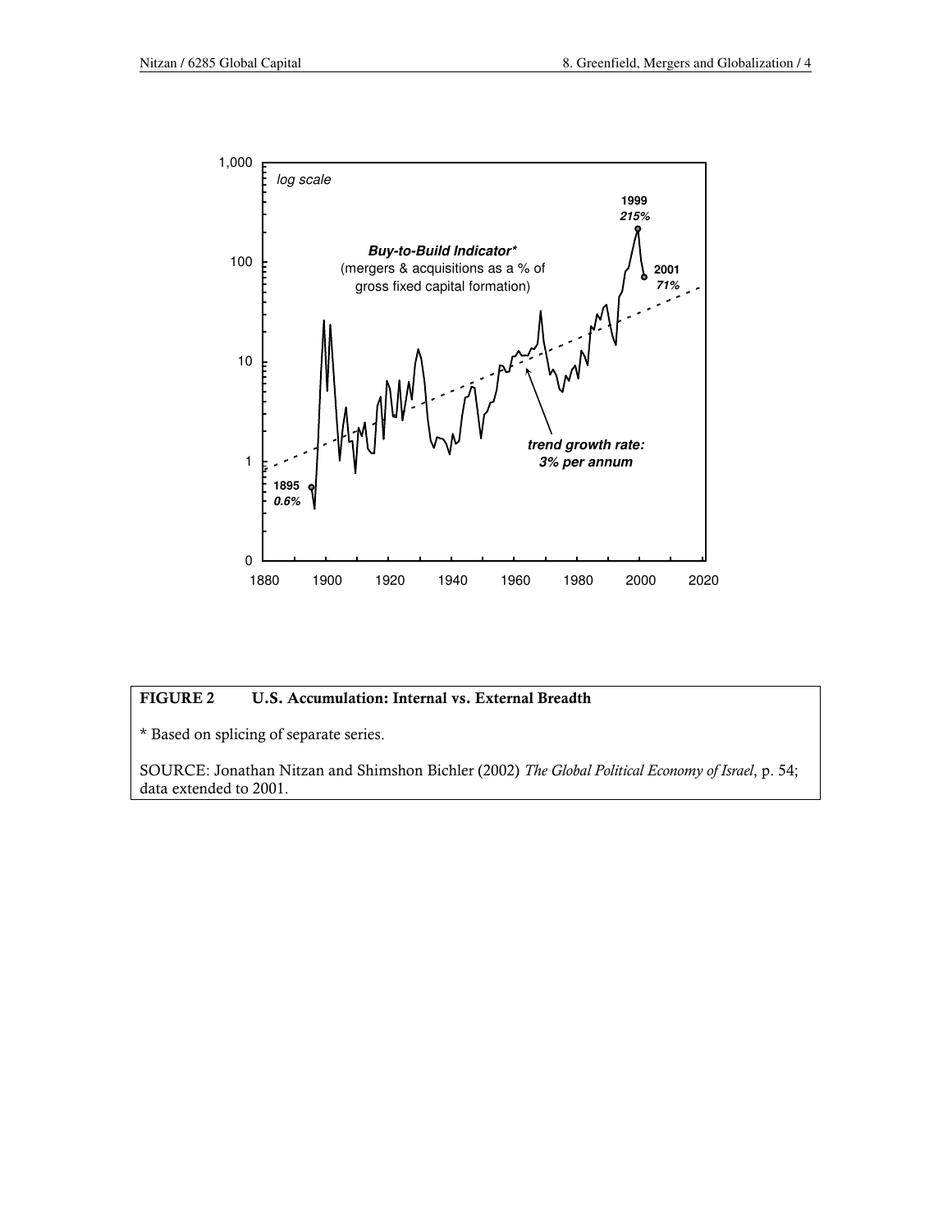**FIGURE 2 U.S. Accumulation: Internal vs. External Breadth**

\* Based on splicing of separate series.

SOURCE: Jonathan Nitzan and Shimshon Bichler (2002) *The Global Political Economy of Israel*, p. 54; data extended to 2001.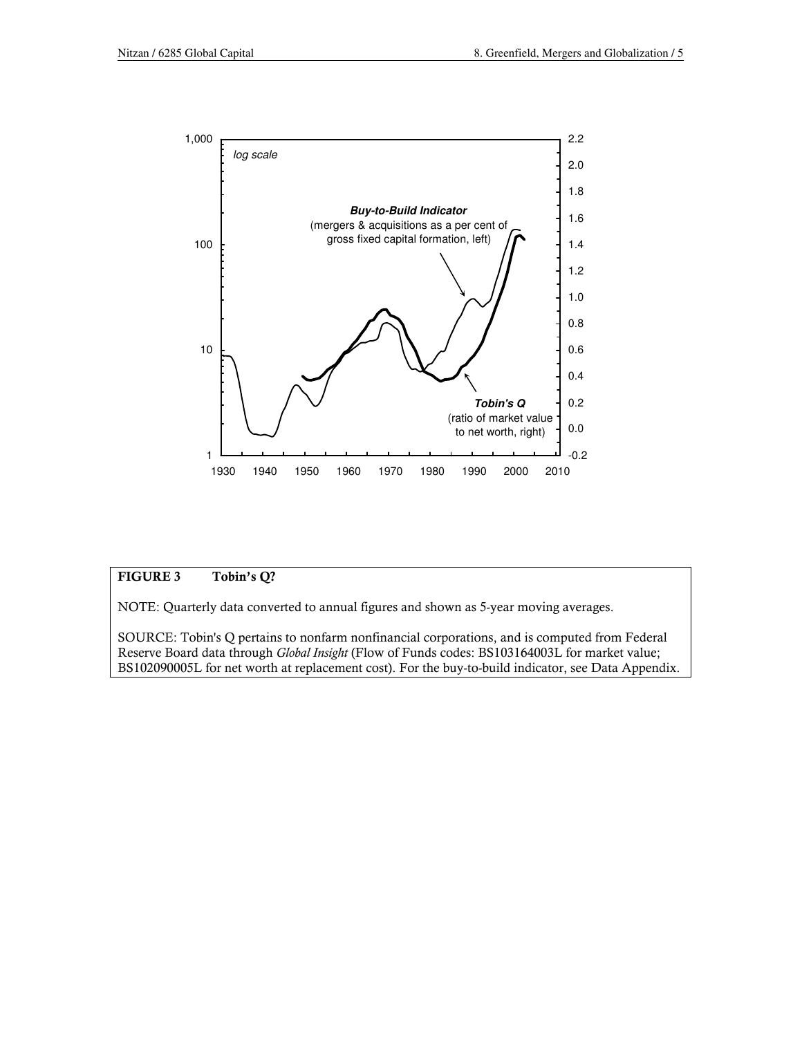**FIGURE 3 Tobin's Q?**

NOTE: Quarterly data converted to annual figures and shown as 5-year moving averages.

SOURCE: Tobin's Q pertains to nonfarm nonfinancial corporations, and is computed from Federal Reserve Board data through *Global Insight* (Flow of Funds codes: BS103164003L for market value; BS102090005L for net worth at replacement cost). For the buy-to-build indicator, see Data Appendix.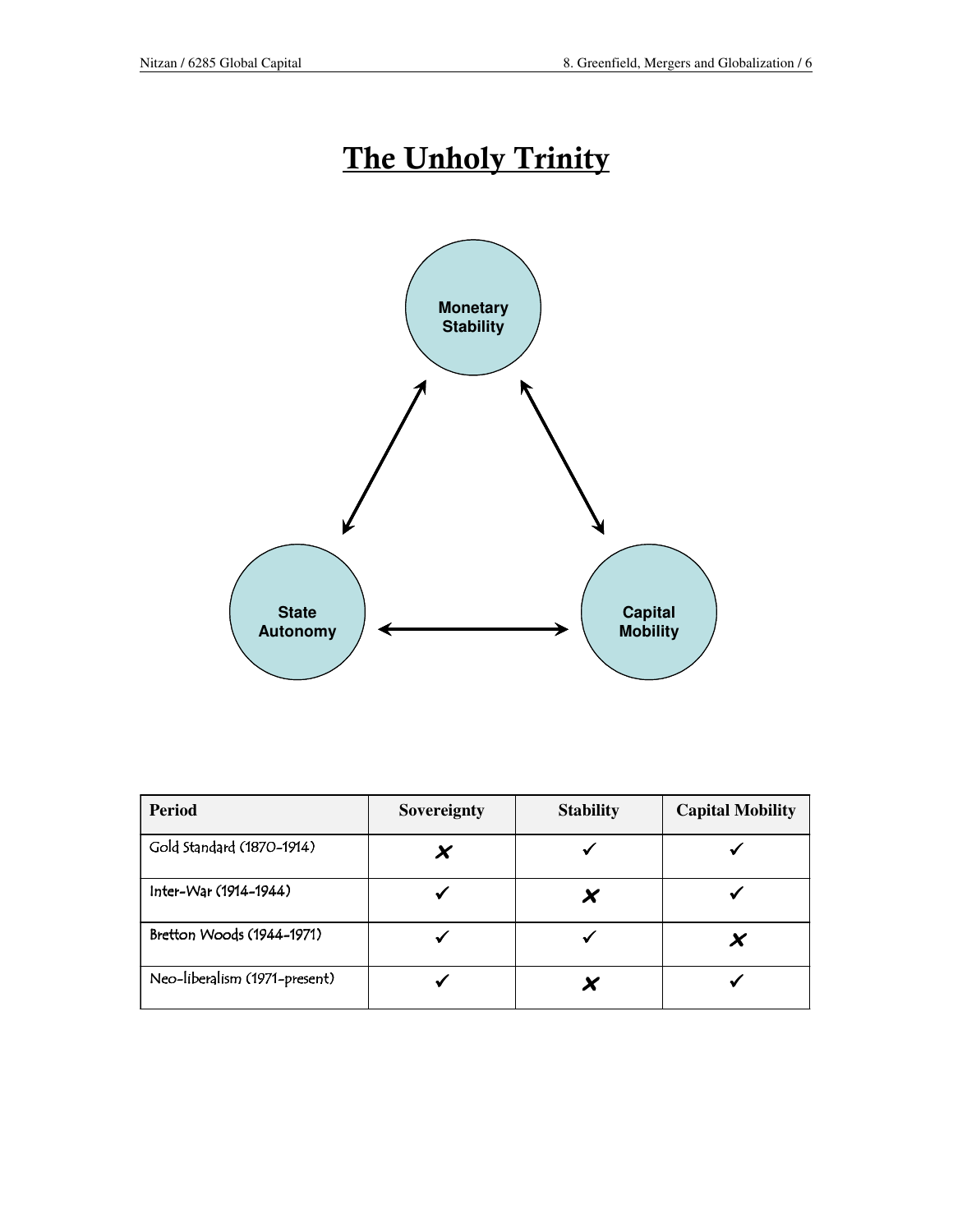# The Unholy Trinity

Monetary Stability

State Autonomy

Capital Mobility

| Period | Sovereignty | Stability | Capital Mobility |
|---|---|---|---|
| Gold Standard (1870-1914) | ✗ | ✓ | ✓ |
| Inter-War (1914-1944) | ✓ | ✗ | ✓ |
| Bretton Woods (1944-1971) | ✓ | ✓ | ✗ |
| Neo-liberalism (1971-present) | ✓ | ✗ | ✓ |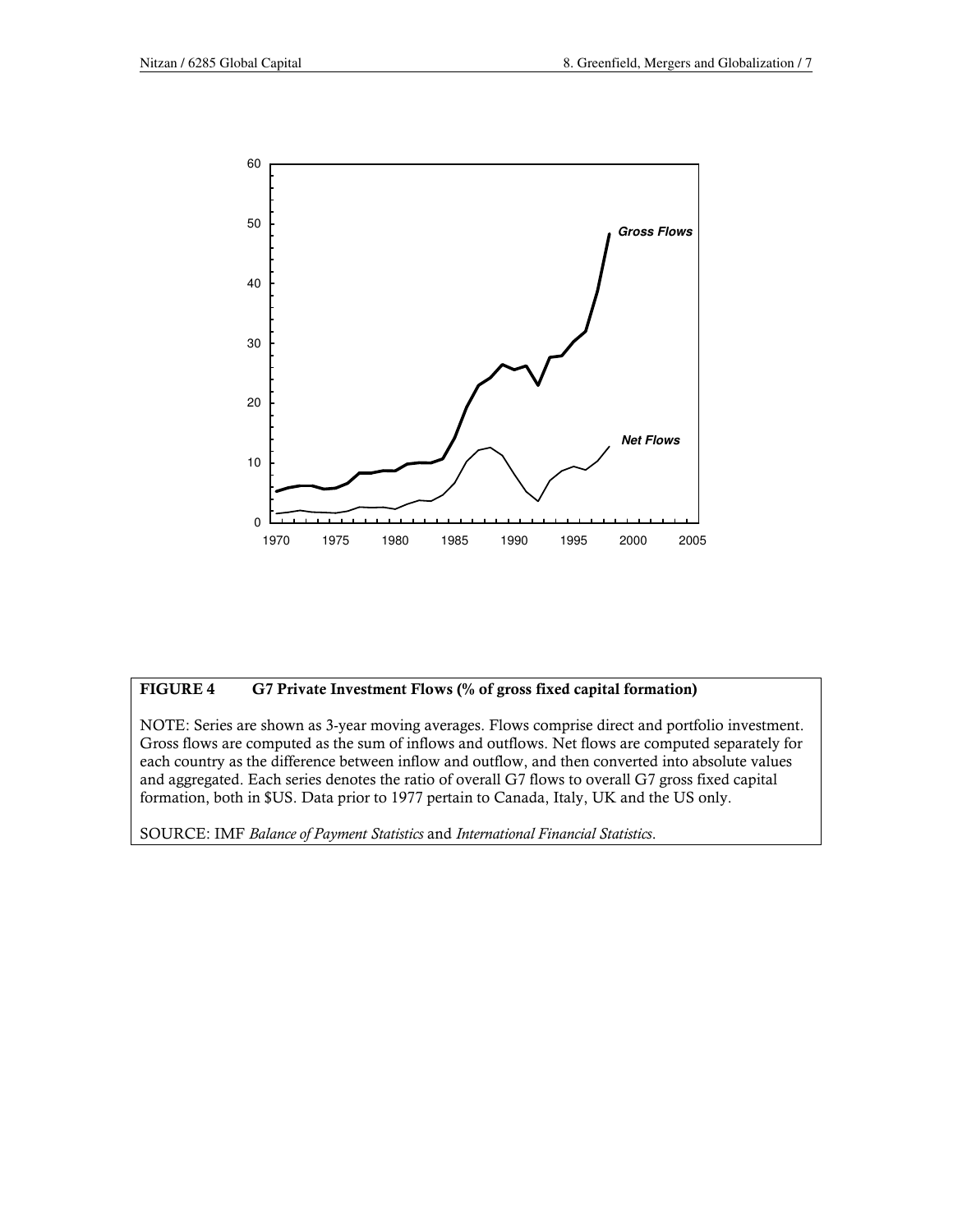**FIGURE 4 G7 Private Investment Flows (% of gross fixed capital formation)**

NOTE: Series are shown as 3-year moving averages. Flows comprise direct and portfolio investment. Gross flows are computed as the sum of inflows and outflows. Net flows are computed separately for each country as the difference between inflow and outflow, and then converted into absolute values and aggregated. Each series denotes the ratio of overall G7 flows to overall G7 gross fixed capital formation, both in $US. Data prior to 1977 pertain to Canada, Italy, UK and the US only.

SOURCE: IMF *Balance of Payment Statistics* and *International Financial Statistics*.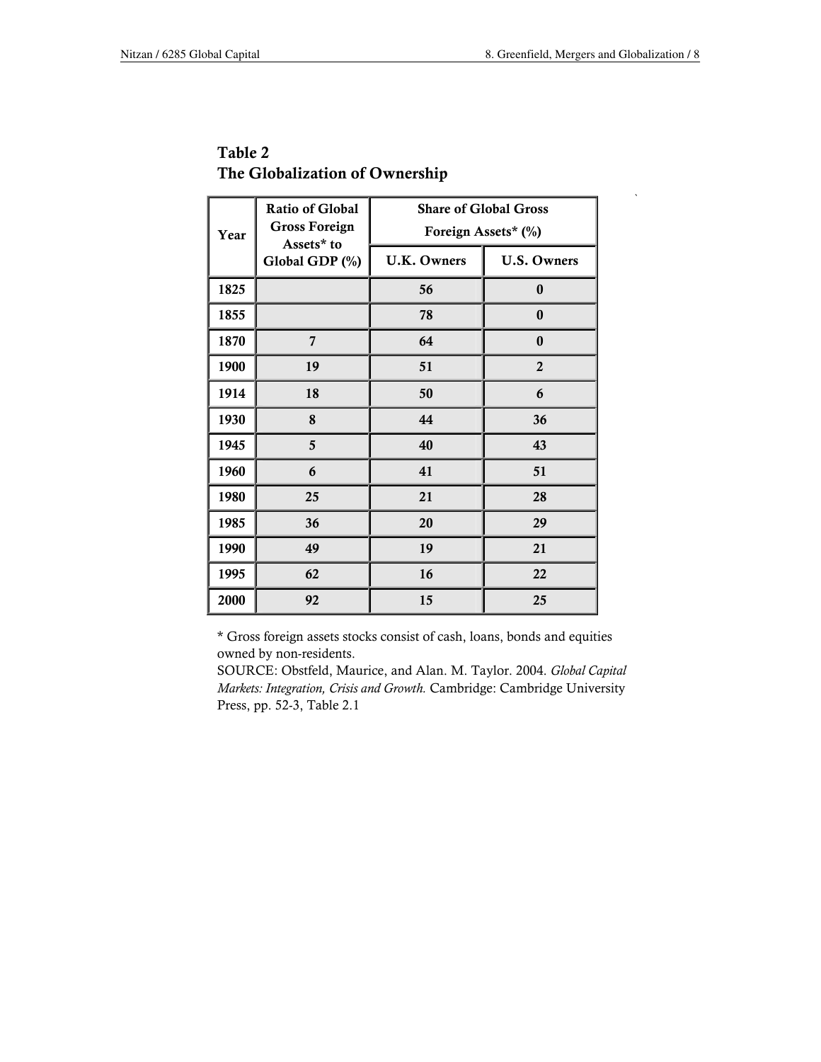**Table 2**
**The Globalization of Ownership**

| Year | Ratio of Global Gross Foreign Assets* to Global GDP (%) | Share of Global Gross Foreign Assets* (%) | |
|---|---|---|---|
| | | U.K. Owners | U.S. Owners |
| 1825 | | 56 | 0 |
| 1855 | | 78 | 0 |
| 1870 | 7 | 64 | 0 |
| 1900 | 19 | 51 | 2 |
| 1914 | 18 | 50 | 6 |
| 1930 | 8 | 44 | 36 |
| 1945 | 5 | 40 | 43 |
| 1960 | 6 | 41 | 51 |
| 1980 | 25 | 21 | 28 |
| 1985 | 36 | 20 | 29 |
| 1990 | 49 | 19 | 21 |
| 1995 | 62 | 16 | 22 |
| 2000 | 92 | 15 | 25 |

* Gross foreign assets stocks consist of cash, loans, bonds and equities owned by non-residents.
SOURCE: Obstfeld, Maurice, and Alan. M. Taylor. 2004. *Global Capital Markets: Integration, Crisis and Growth.* Cambridge: Cambridge University Press, pp. 52-3, Table 2.1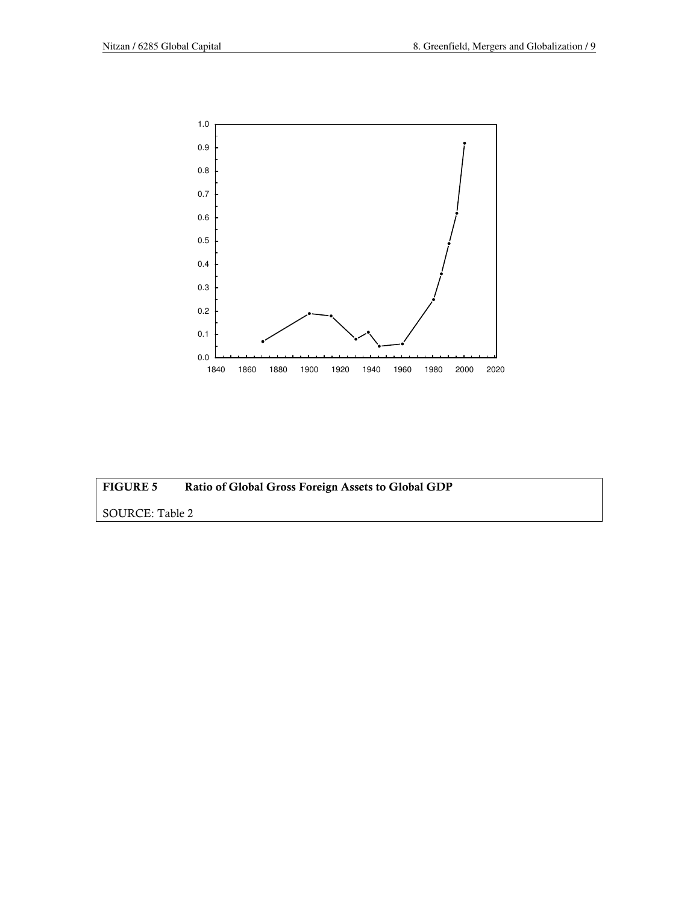**FIGURE 5** **Ratio of Global Gross Foreign Assets to Global GDP**

SOURCE: Table 2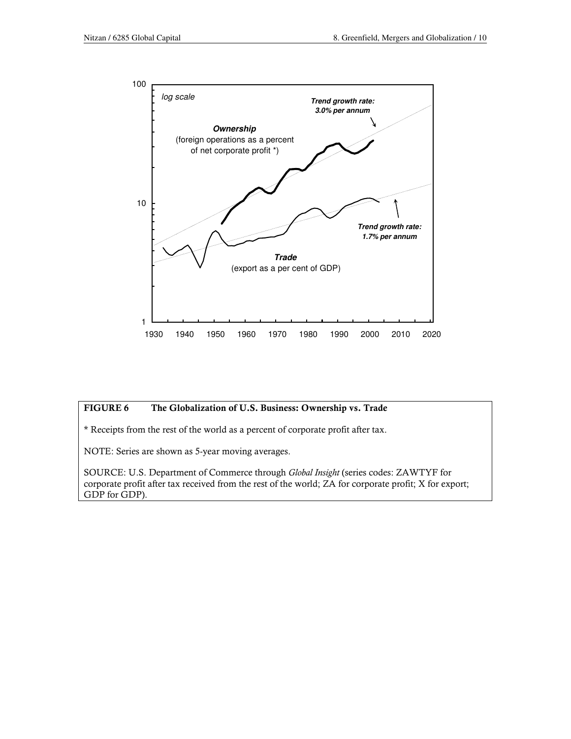100

log scale

Trend growth rate:
3.0% per annum

**Ownership**
(foreign operations as a percent of net corporate profit *)

10

Trend growth rate:
1.7% per annum

**Trade**
(export as a per cent of GDP)

1

1930 1940 1950 1960 1970 1980 1990 2000 2010 2020

**FIGURE 6 The Globalization of U.S. Business: Ownership vs. Trade**

\* Receipts from the rest of the world as a percent of corporate profit after tax.

NOTE: Series are shown as 5-year moving averages.

SOURCE: U.S. Department of Commerce through *Global Insight* (series codes: ZAWTYF for corporate profit after tax received from the rest of the world; ZA for corporate profit; X for export; GDP for GDP).